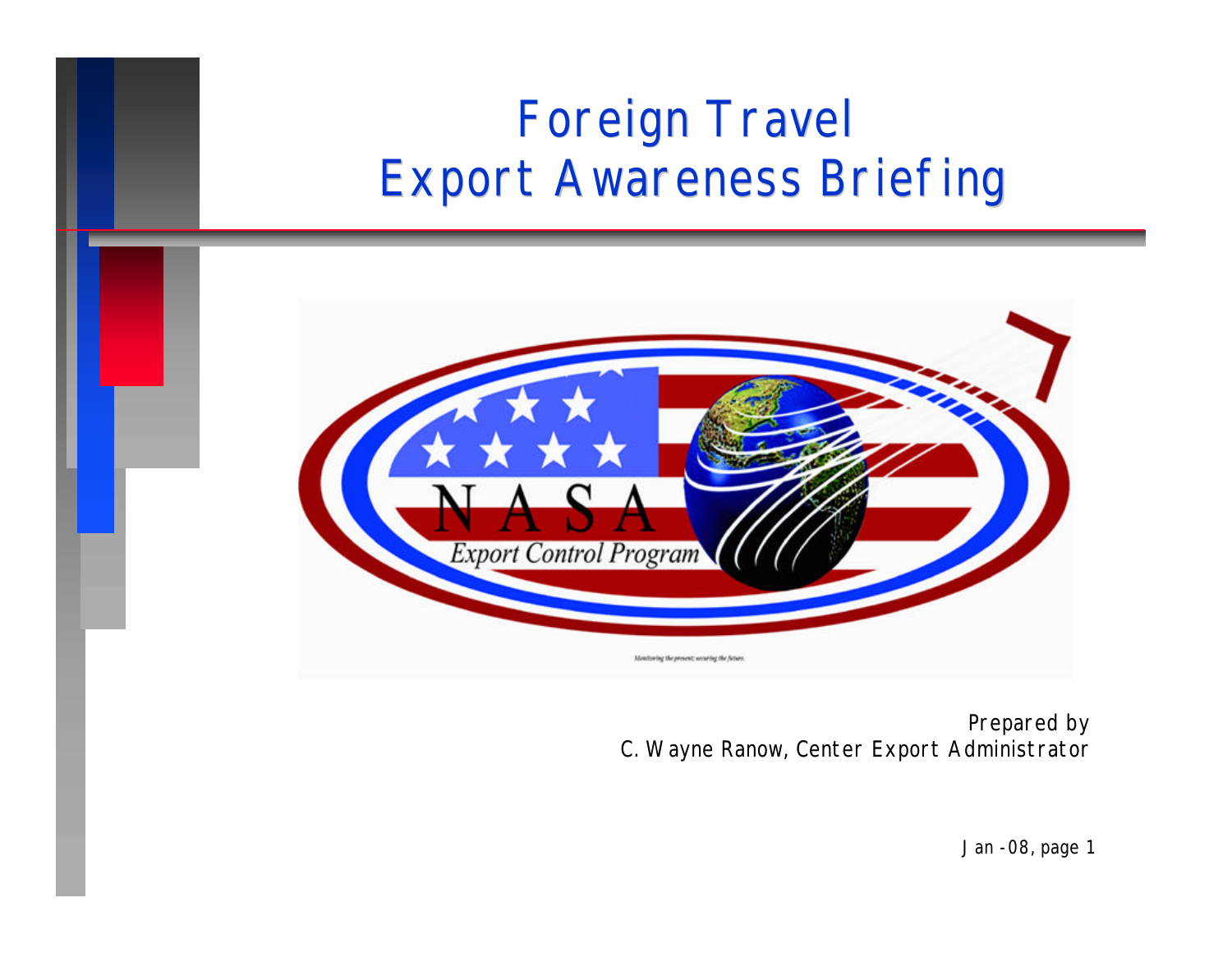# Foreign Travel Export Awareness Briefing

NASA

Export Control Program

Monitoring the present; securing the future.

Prepared by
C. Wayne Ranow, Center Export Administrator

Jan -08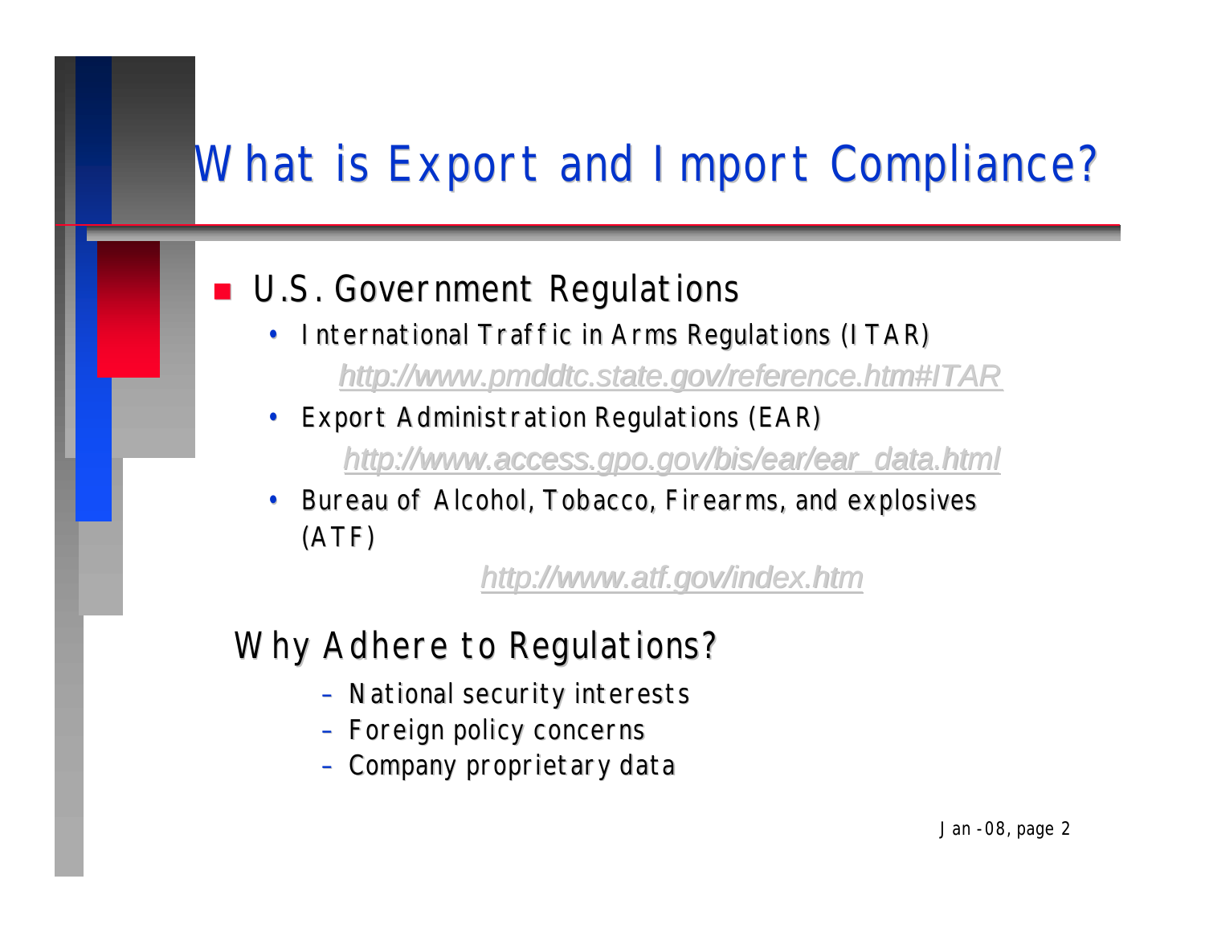# What is Export and Import Compliance?

- U.S. Government Regulations
  - International Traffic in Arms Regulations (ITAR)
    
    http://www.pmddtc.state.gov/reference.htm#ITAR
  - Export Administration Regulations (EAR)
    
    http://www.access.gpo.gov/bis/ear/ear_data.html
  - Bureau of Alcohol, Tobacco, Firearms, and explosives (ATF)
    
    http://www.atf.gov/index.htm

## Why Adhere to Regulations?

- National security interests
- Foreign policy concerns
- Company proprietary data

Jan-08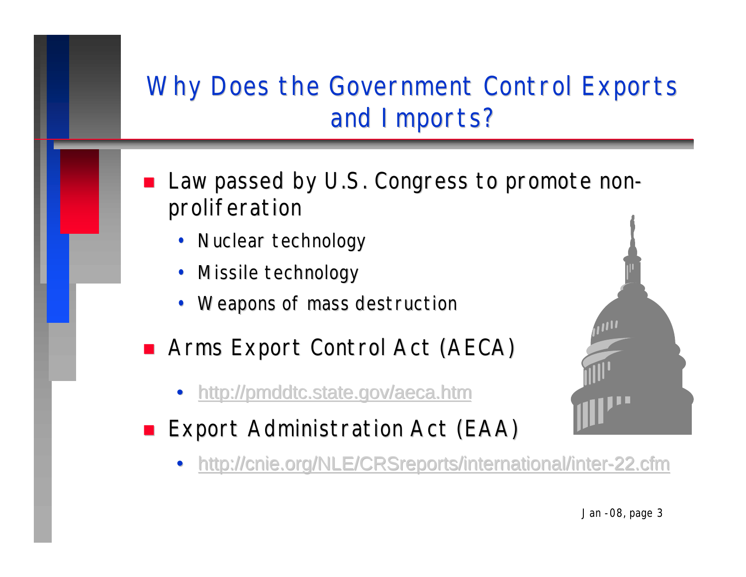# Why Does the Government Control Exports and Imports?

- Law passed by U.S. Congress to promote non-proliferation
  - Nuclear technology
  - Missile technology
  - Weapons of mass destruction
- Arms Export Control Act (AECA)
  - http://pmddtc.state.gov/aeca.htm
- Export Administration Act (EAA)
  - http://cnie.org/NLE/CRSreports/international/inter-22.cfm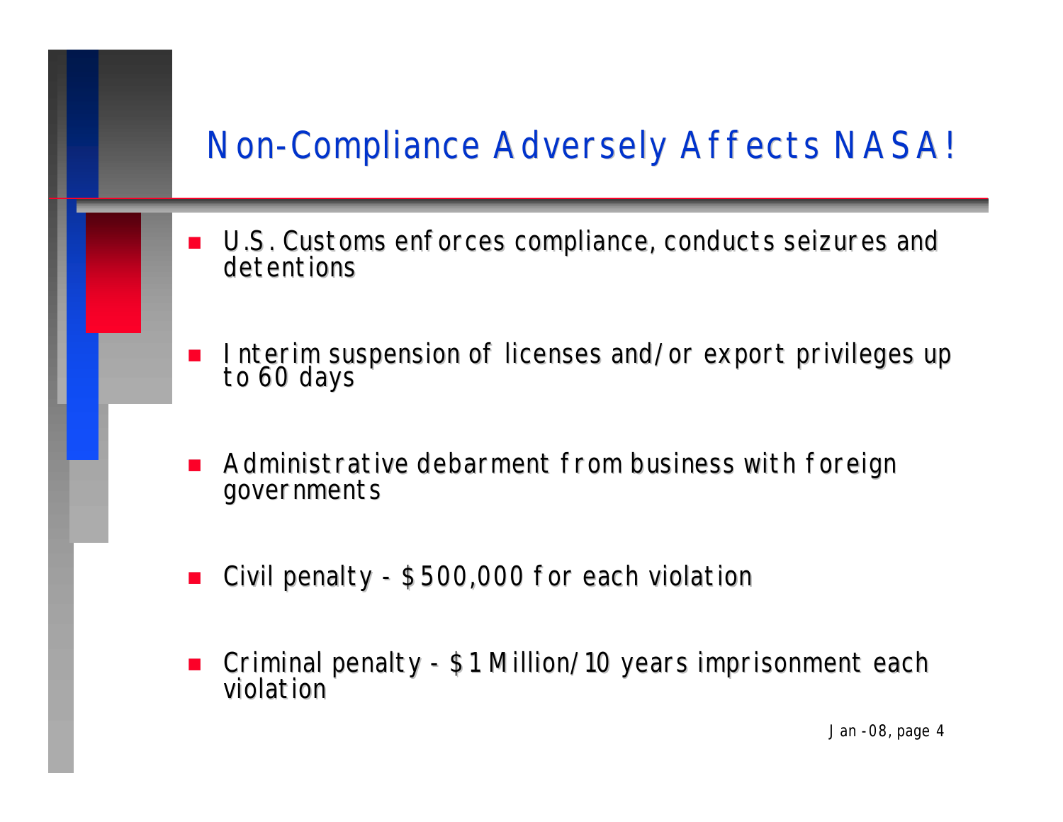# Non-Compliance Adversely Affects NASA!

- U.S. Customs enforces compliance, conducts seizures and detentions
- Interim suspension of licenses and/or export privileges up to 60 days
- Administrative debarment from business with foreign governments
- Civil penalty - $500,000 for each violation
- Criminal penalty - $1 Million/10 years imprisonment each violation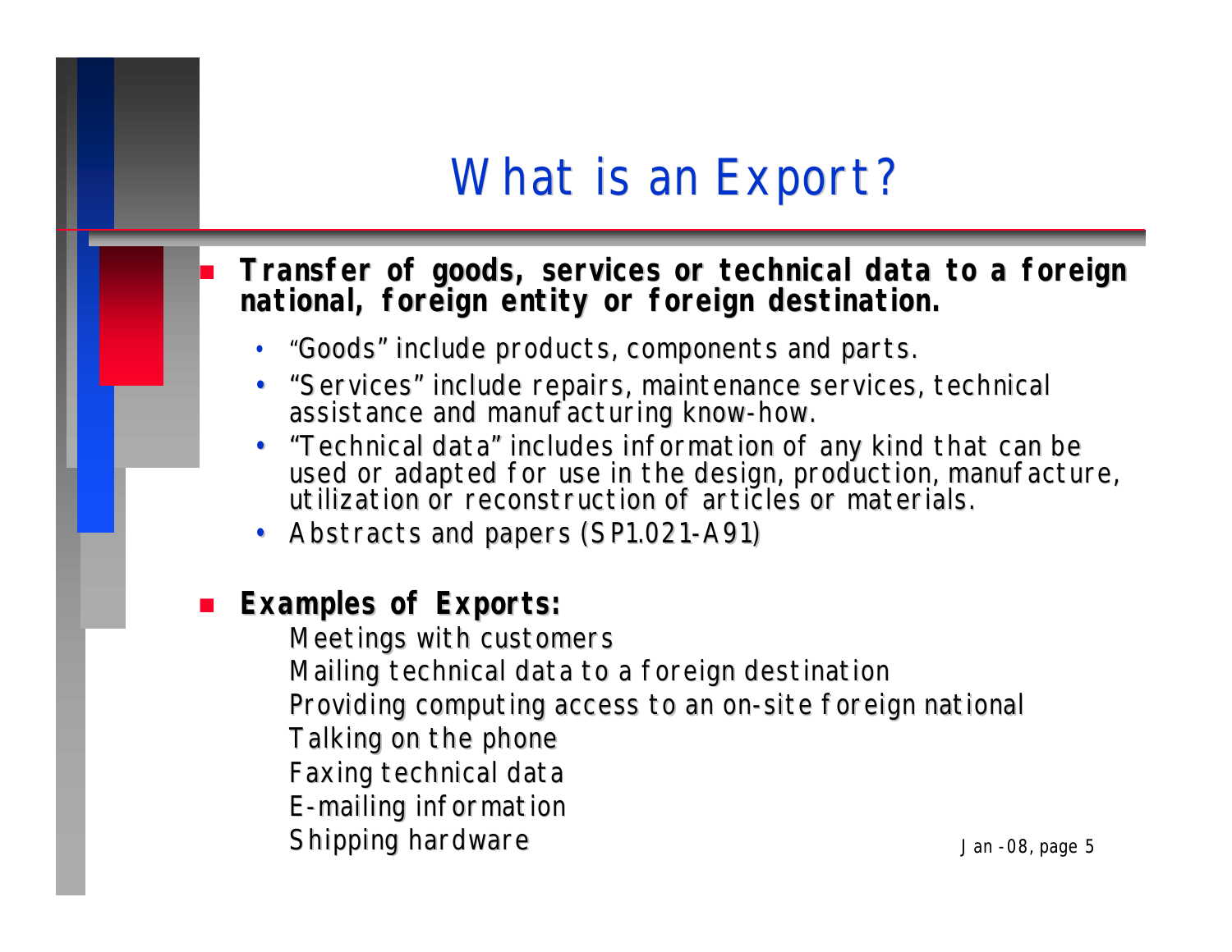# What is an Export?

- **Transfer of goods, services or technical data to a foreign national, foreign entity or foreign destination.**
  - "Goods" include products, components and parts.
  - "Services" include repairs, maintenance services, technical assistance and manufacturing know-how.
  - "Technical data" includes information of any kind that can be used or adapted for use in the design, production, manufacture, utilization or reconstruction of articles or materials.
  - Abstracts and papers (SP1.021-A91)

- **Examples of Exports:**

  Meetings with customers
  Mailing technical data to a foreign destination
  Providing computing access to an on-site foreign national
  Talking on the phone
  Faxing technical data
  E-mailing information
  Shipping hardware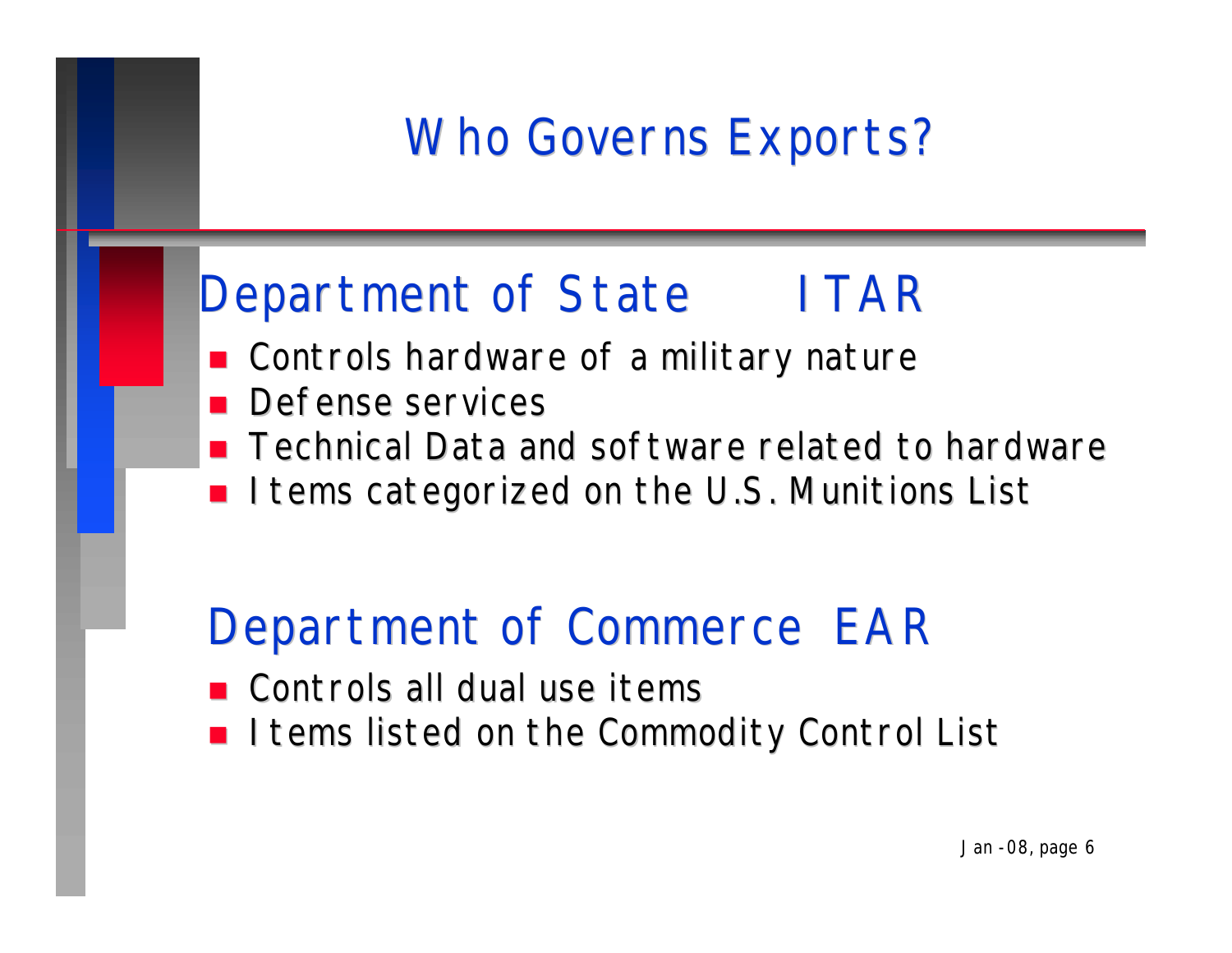# Who Governs Exports?

## Department of State ITAR

- Controls hardware of a military nature
- Defense services
- Technical Data and software related to hardware
- Items categorized on the U.S. Munitions List

## Department of Commerce EAR

- Controls all dual use items
- Items listed on the Commodity Control List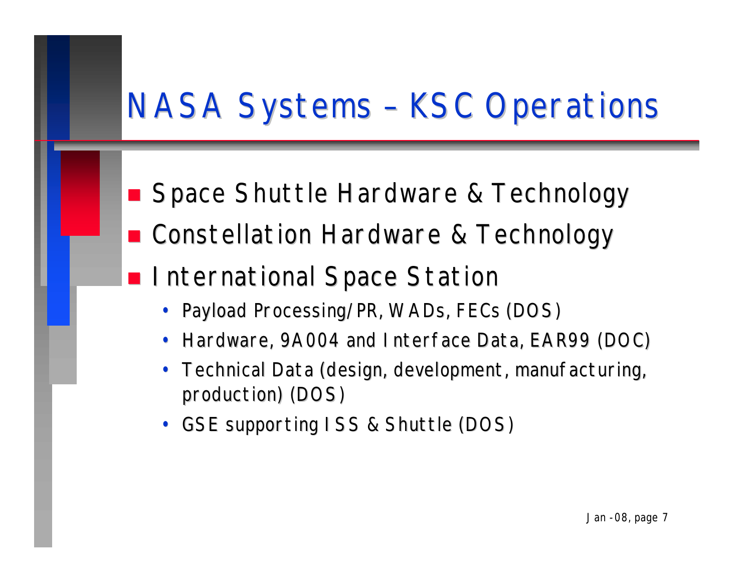# NASA Systems – KSC Operations

- Space Shuttle Hardware & Technology
- Constellation Hardware & Technology
- International Space Station
  - Payload Processing/PR, WADs, FECs (DOS)
  - Hardware, 9A004 and Interface Data, EAR99 (DOC)
  - Technical Data (design, development, manufacturing, production) (DOS)
  - GSE supporting ISS & Shuttle (DOS)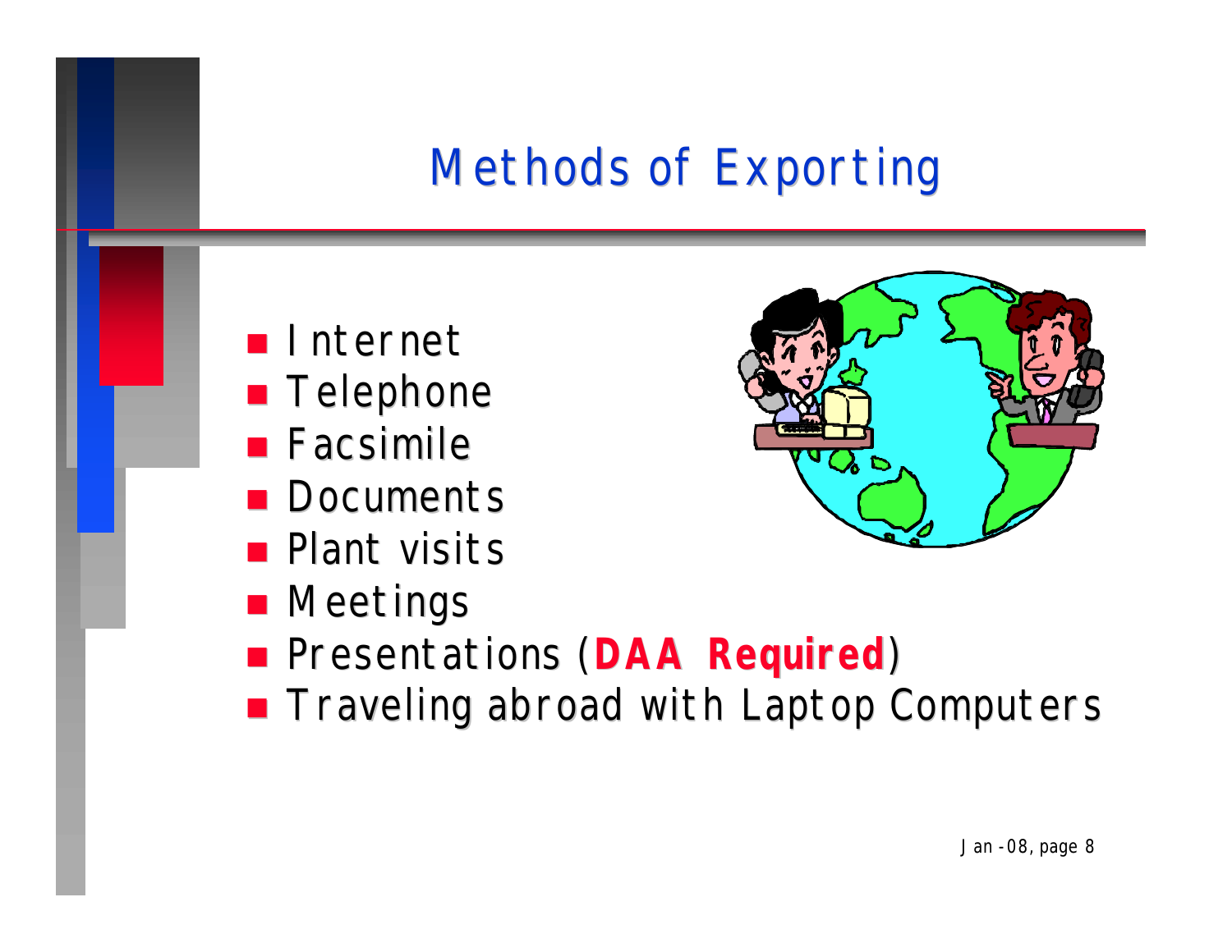# Methods of Exporting

- Internet
- Telephone
- Facsimile
- Documents
- Plant visits
- Meetings
- Presentations (**DAA Required**)
- Traveling abroad with Laptop Computers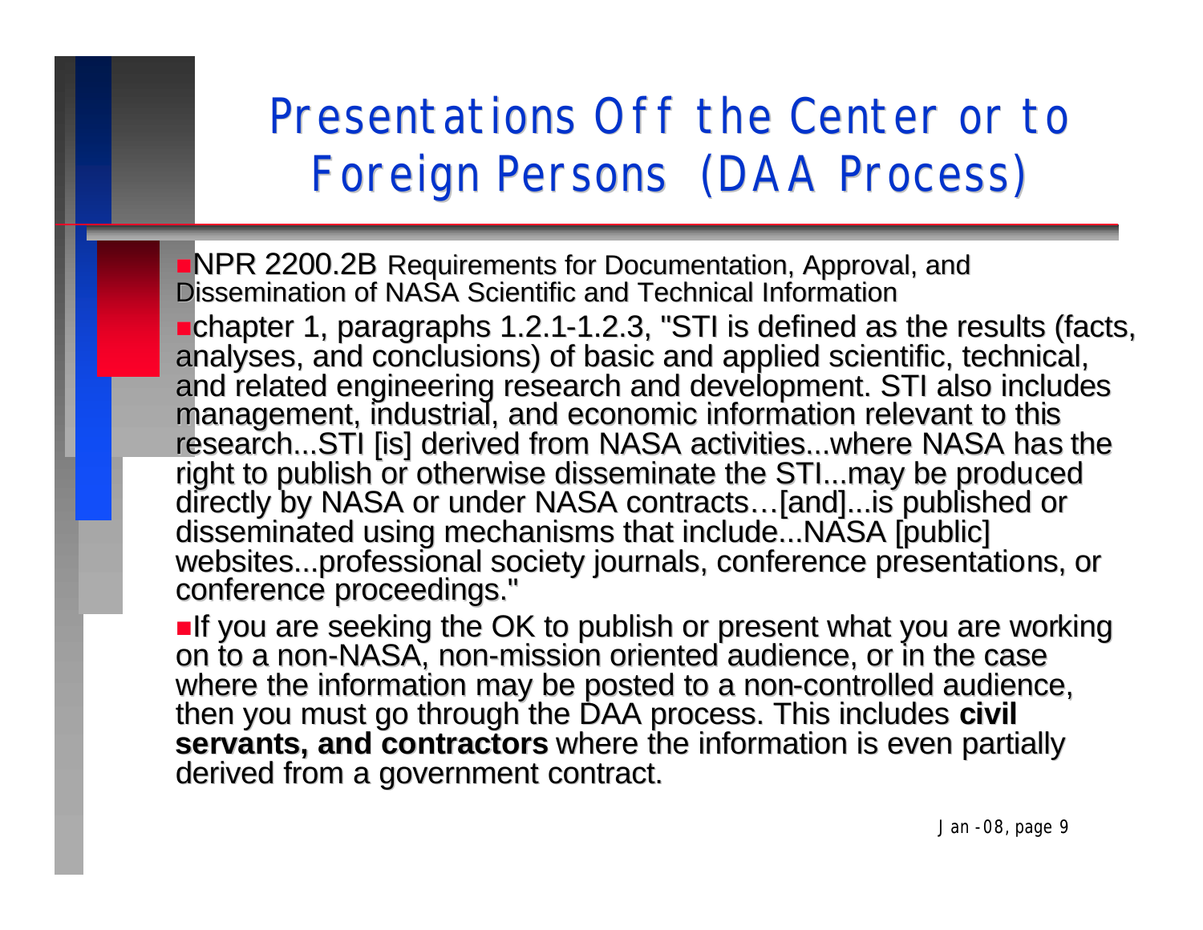# Presentations Off the Center or to Foreign Persons (DAA Process)

- NPR 2200.2B Requirements for Documentation, Approval, and Dissemination of NASA Scientific and Technical Information
- chapter 1, paragraphs 1.2.1-1.2.3, "STI is defined as the results (facts, analyses, and conclusions) of basic and applied scientific, technical, and related engineering research and development. STI also includes management, industrial, and economic information relevant to this research...STI [is] derived from NASA activities...where NASA has the right to publish or otherwise disseminate the STI...may be produced directly by NASA or under NASA contracts…[and]...is published or disseminated using mechanisms that include...NASA [public] websites...professional society journals, conference presentations, or conference proceedings."
- If you are seeking the OK to publish or present what you are working on to a non-NASA, non-mission oriented audience, or in the case where the information may be posted to a non-controlled audience, then you must go through the DAA process. This includes **civil servants, and contractors** where the information is even partially derived from a government contract.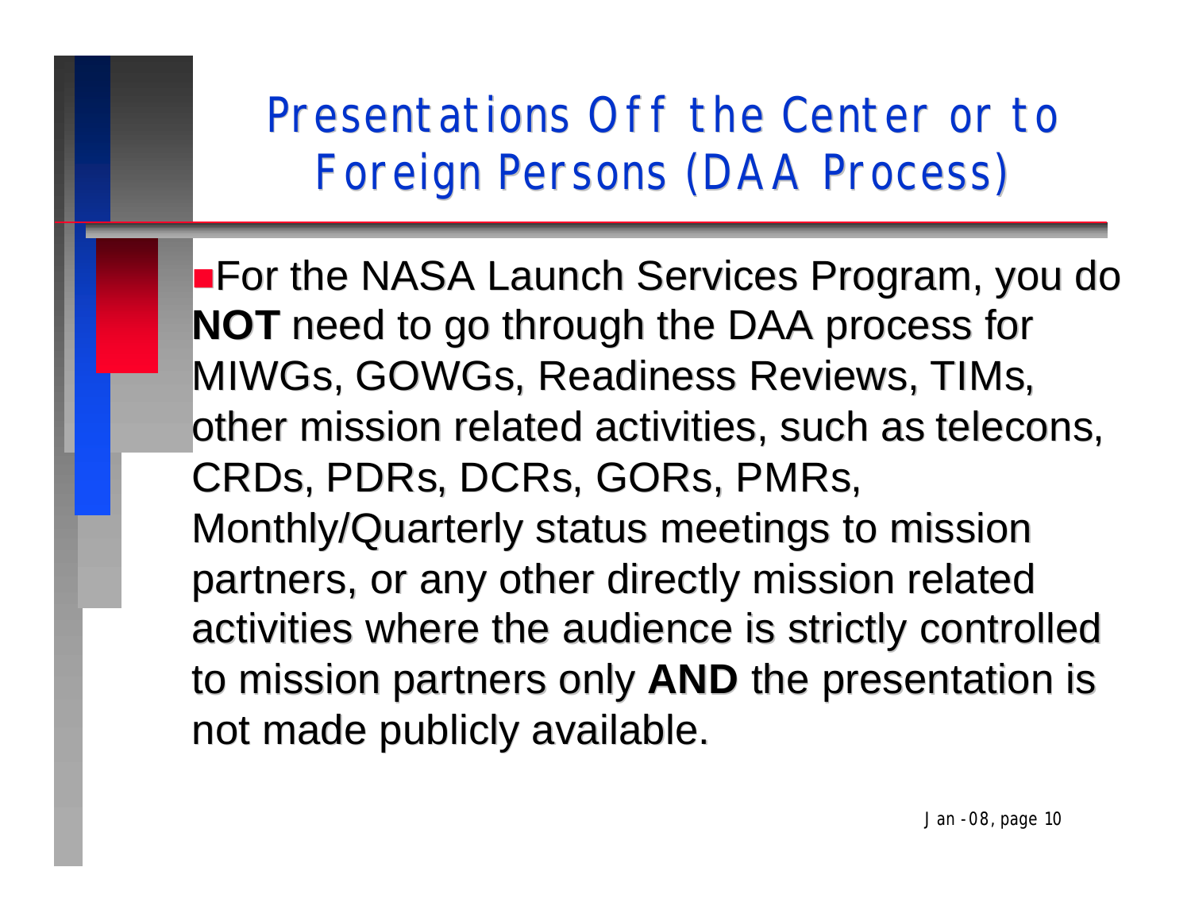# Presentations Off the Center or to Foreign Persons (DAA Process)

- For the NASA Launch Services Program, you do **NOT** need to go through the DAA process for MIWGs, GOWGs, Readiness Reviews, TIMs, other mission related activities, such as telecons, CRDs, PDRs, DCRs, GORs, PMRs, Monthly/Quarterly status meetings to mission partners, or any other directly mission related activities where the audience is strictly controlled to mission partners only **AND** the presentation is not made publicly available.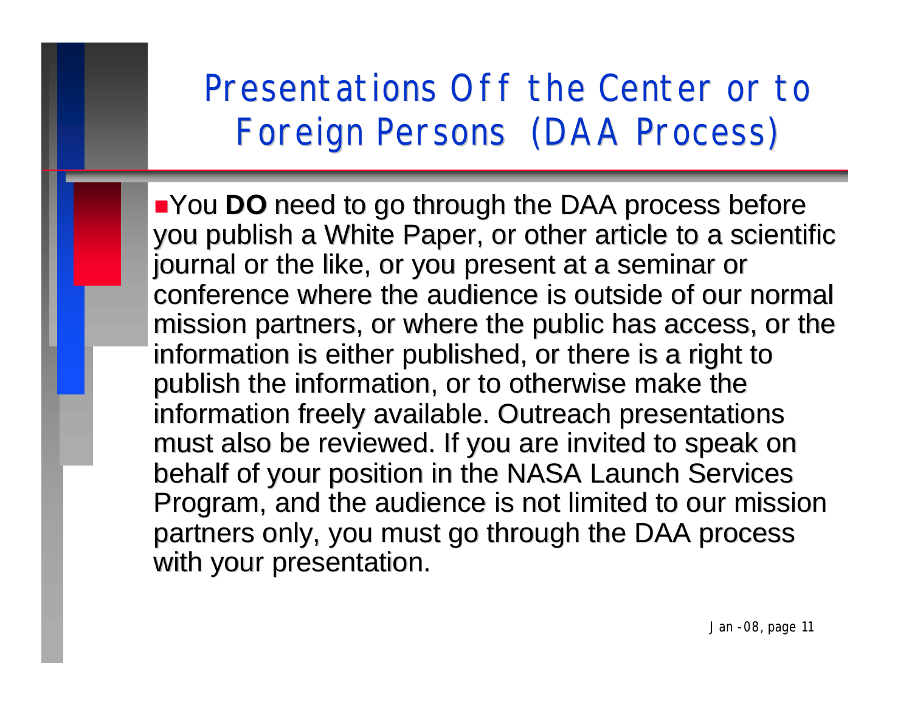# Presentations Off the Center or to Foreign Persons (DAA Process)

- You **DO** need to go through the DAA process before you publish a White Paper, or other article to a scientific journal or the like, or you present at a seminar or conference where the audience is outside of our normal mission partners, or where the public has access, or the information is either published, or there is a right to publish the information, or to otherwise make the information freely available. Outreach presentations must also be reviewed. If you are invited to speak on behalf of your position in the NASA Launch Services Program, and the audience is not limited to our mission partners only, you must go through the DAA process with your presentation.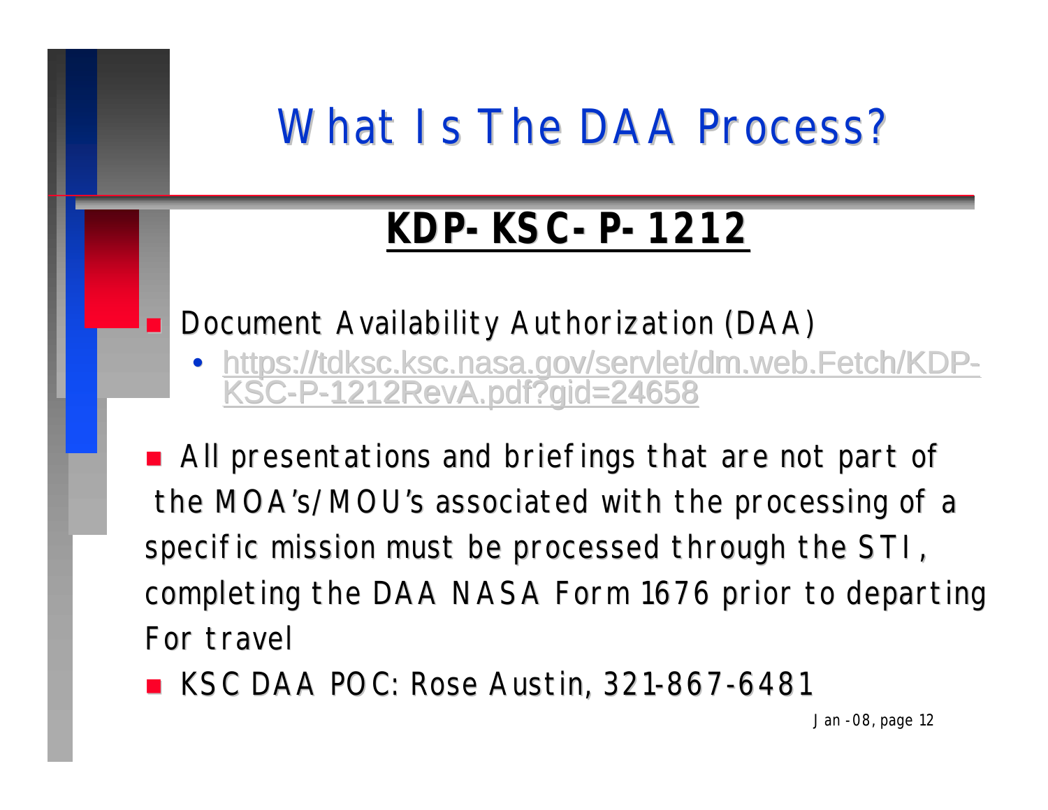# What Is The DAA Process?

## KDP-KSC-P-1212

- Document Availability Authorization (DAA)
  - https://tdksc.ksc.nasa.gov/servlet/dm.web.Fetch/KDP-KSC-P-1212RevA.pdf?gid=24658
- All presentations and briefings that are not part of the MOA's/MOU's associated with the processing of a specific mission must be processed through the STI, completing the DAA NASA Form 1676 prior to departing For travel
- KSC DAA POC: Rose Austin, 321-867-6481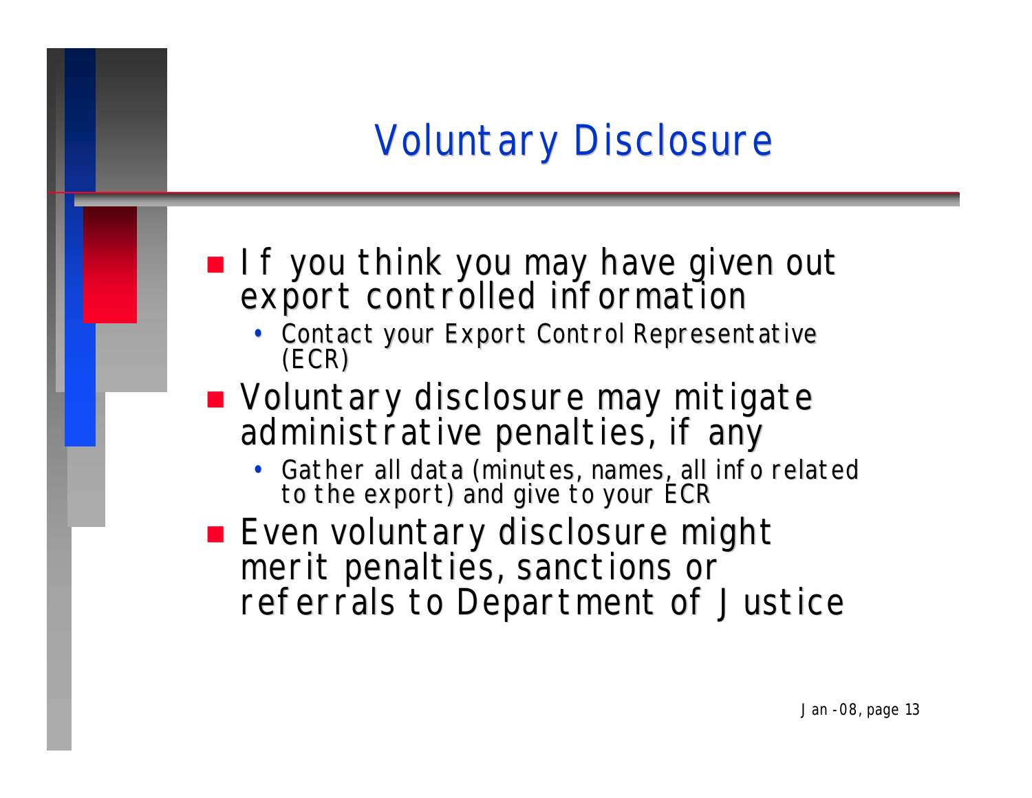# Voluntary Disclosure

- If you think you may have given out export controlled information
  - Contact your Export Control Representative (ECR)
- Voluntary disclosure may mitigate administrative penalties, if any
  - Gather all data (minutes, names, all info related to the export) and give to your ECR
- Even voluntary disclosure might merit penalties, sanctions or referrals to Department of Justice

Jan -08, page 13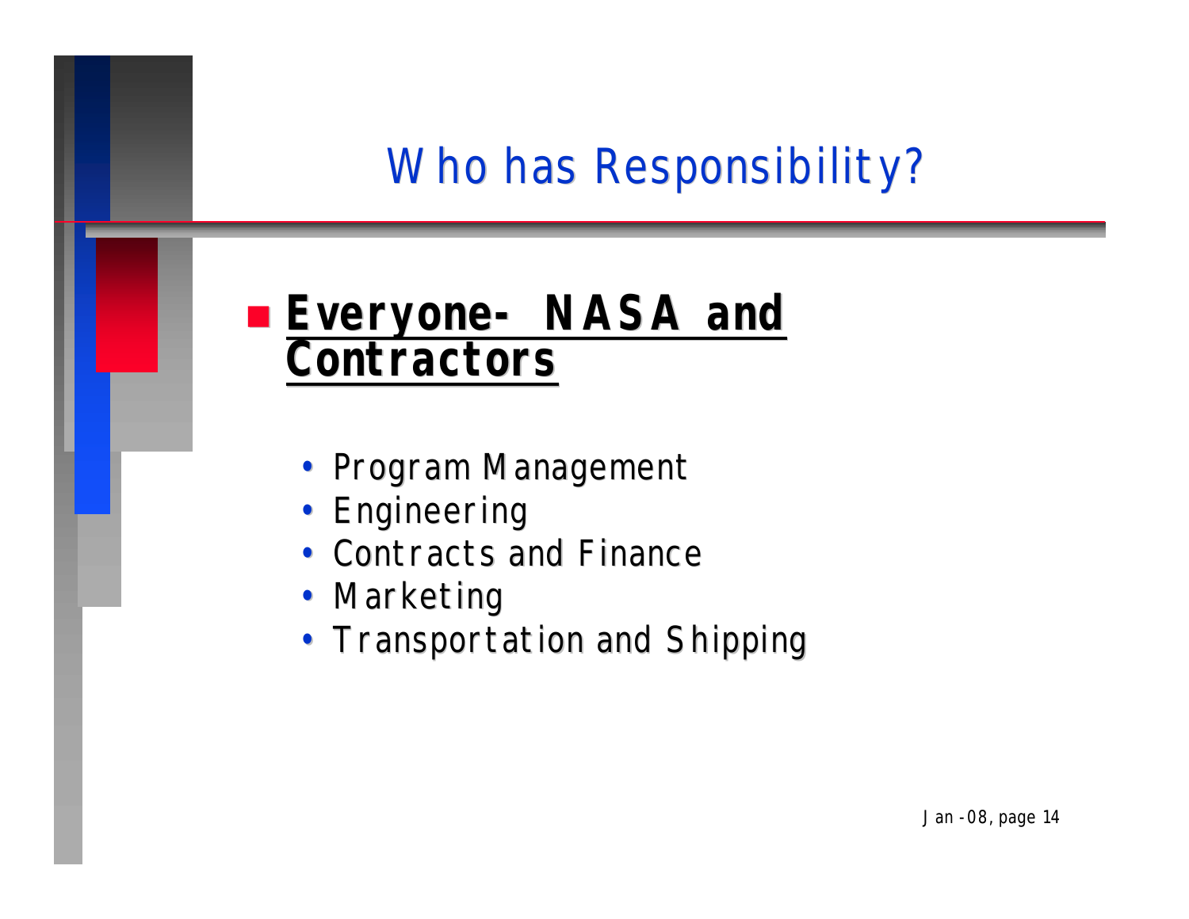# Who has Responsibility?

- **Everyone- NASA and Contractors**
  - Program Management
  - Engineering
  - Contracts and Finance
  - Marketing
  - Transportation and Shipping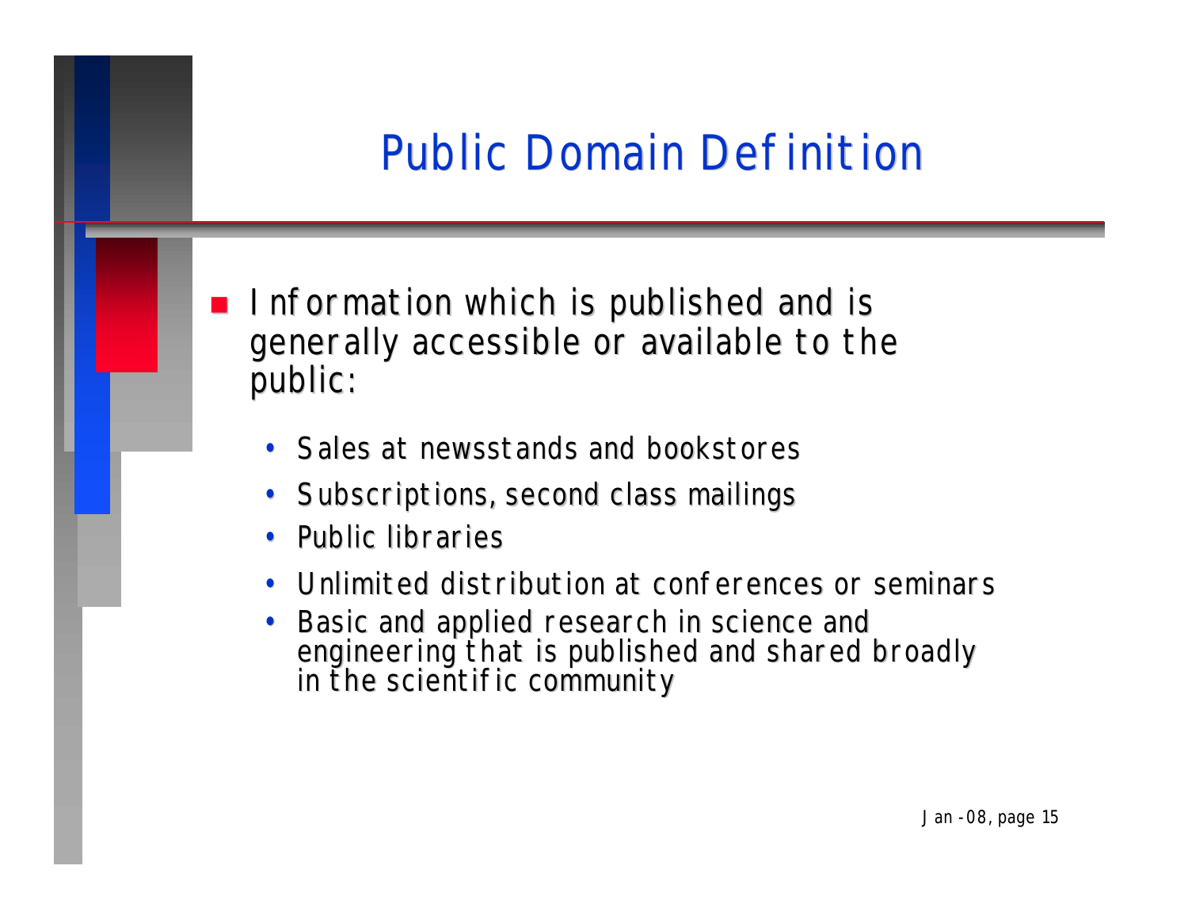# Public Domain Definition

- Information which is published and is generally accessible or available to the public:
  - Sales at newsstands and bookstores
  - Subscriptions, second class mailings
  - Public libraries
  - Unlimited distribution at conferences or seminars
  - Basic and applied research in science and engineering that is published and shared broadly in the scientific community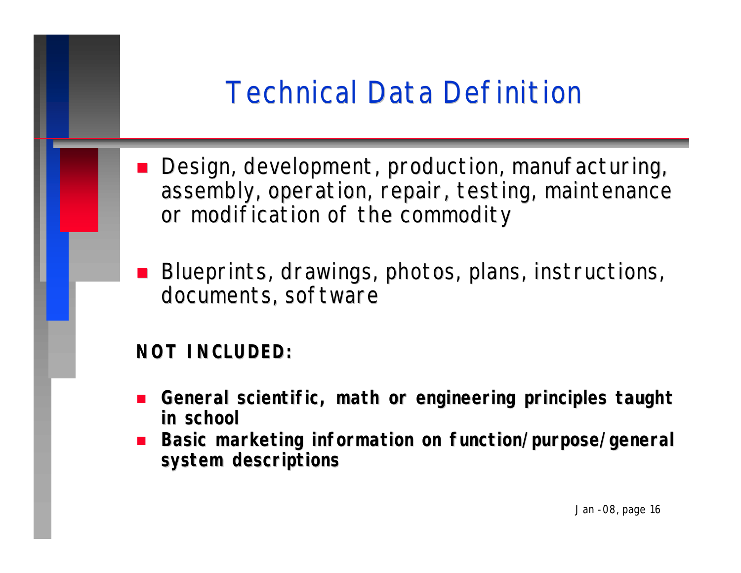# Technical Data Definition

- Design, development, production, manufacturing, assembly, operation, repair, testing, maintenance or modification of the commodity

- Blueprints, drawings, photos, plans, instructions, documents, software

**NOT INCLUDED:**

- **General scientific, math or engineering principles taught in school**
- **Basic marketing information on function/purpose/general system descriptions**

Jan-08, page 16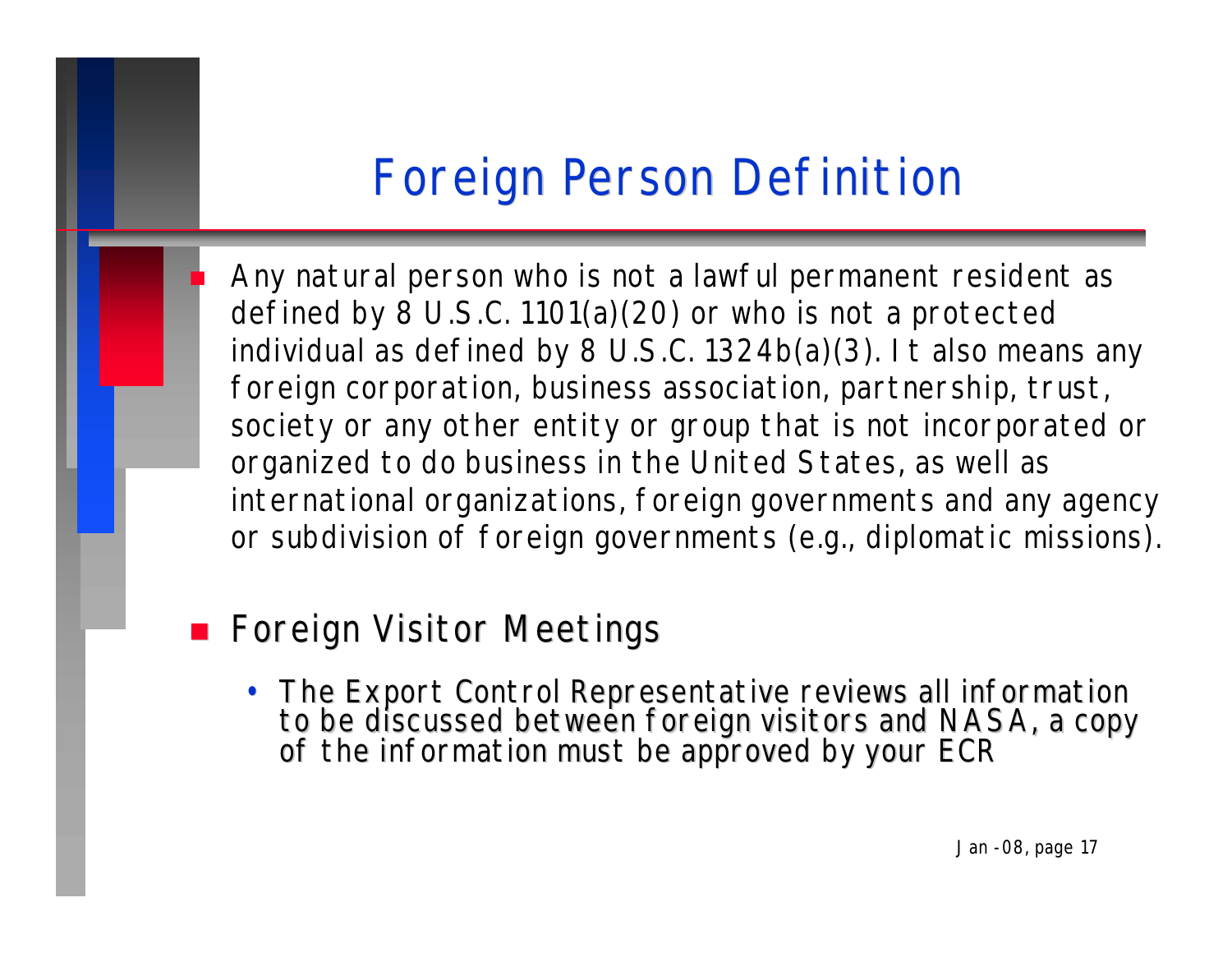# Foreign Person Definition

- Any natural person who is not a lawful permanent resident as defined by 8 U.S.C. 1101(a)(20) or who is not a protected individual as defined by 8 U.S.C. 1324b(a)(3). It also means any foreign corporation, business association, partnership, trust, society or any other entity or group that is not incorporated or organized to do business in the United States, as well as international organizations, foreign governments and any agency or subdivision of foreign governments (e.g., diplomatic missions).

- Foreign Visitor Meetings
  - The Export Control Representative reviews all information to be discussed between foreign visitors and NASA, a copy of the information must be approved by your ECR

Jan-08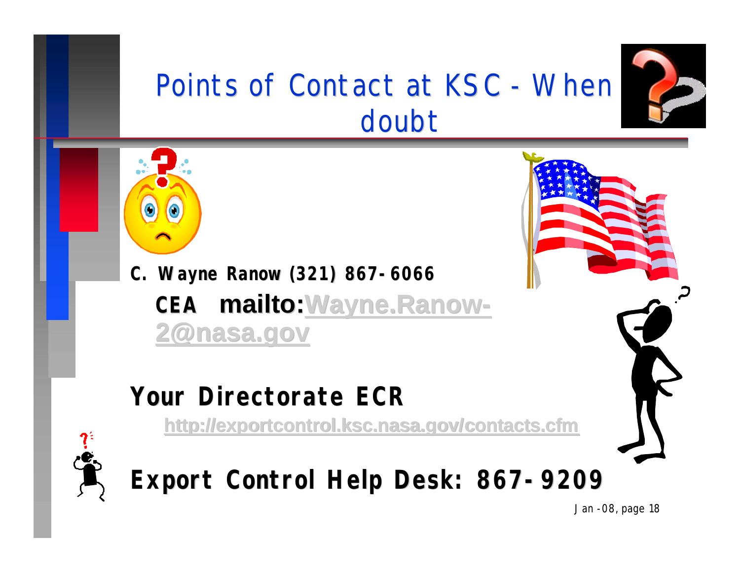# Points of Contact at KSC - When doubt

**C. Wayne Ranow (321) 867-6066**

**CEA mailto:Wayne.Ranow-2@nasa.gov**

## Your Directorate ECR

http://exportcontrol.ksc.nasa.gov/contacts.cfm

## Export Control Help Desk: 867-9209

Jan-08, page 18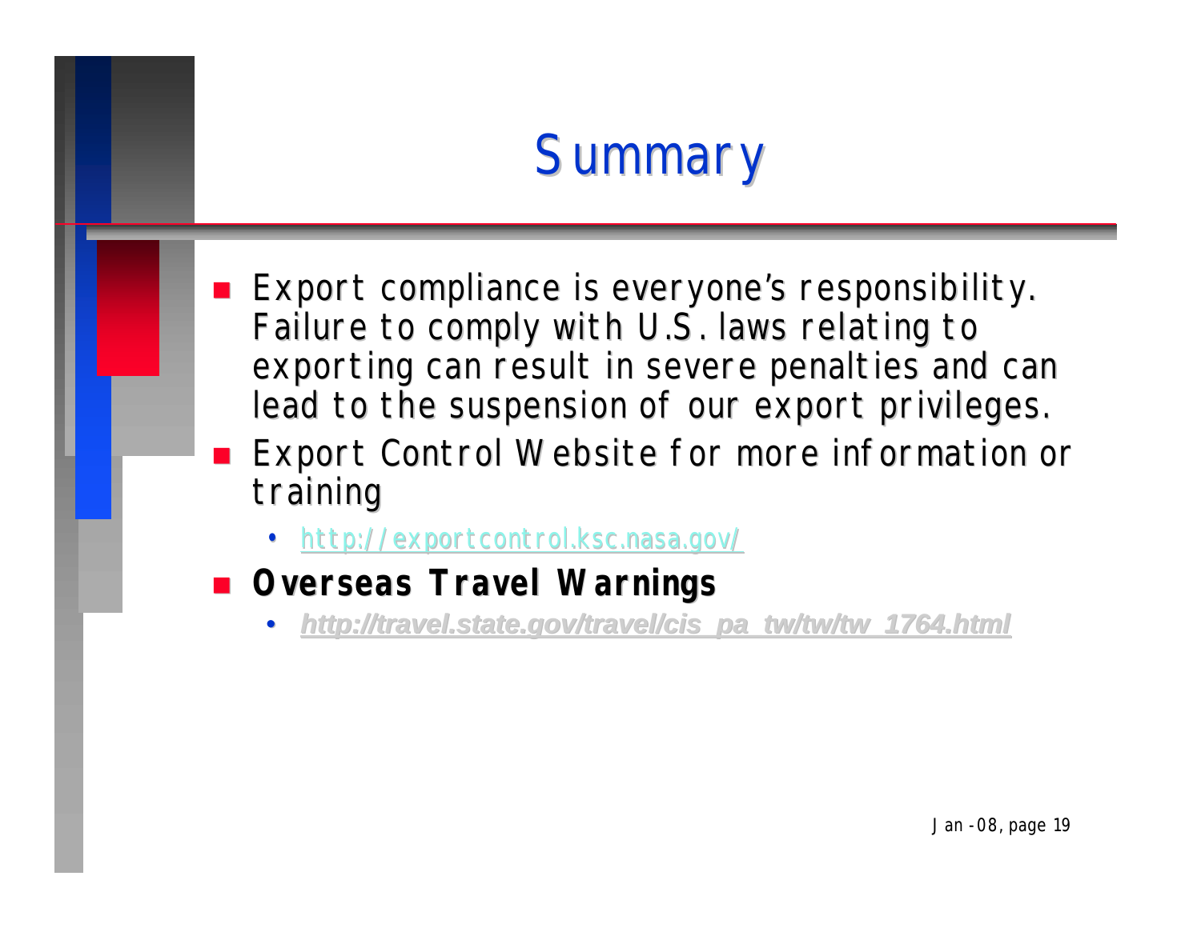# Summary

- Export compliance is everyone's responsibility. Failure to comply with U.S. laws relating to exporting can result in severe penalties and can lead to the suspension of our export privileges.
- Export Control Website for more information or training
  - http://exportcontrol.ksc.nasa.gov/
- **Overseas Travel Warnings**
  - ***http://travel.state.gov/travel/cis_pa_tw/tw/tw_1764.html***